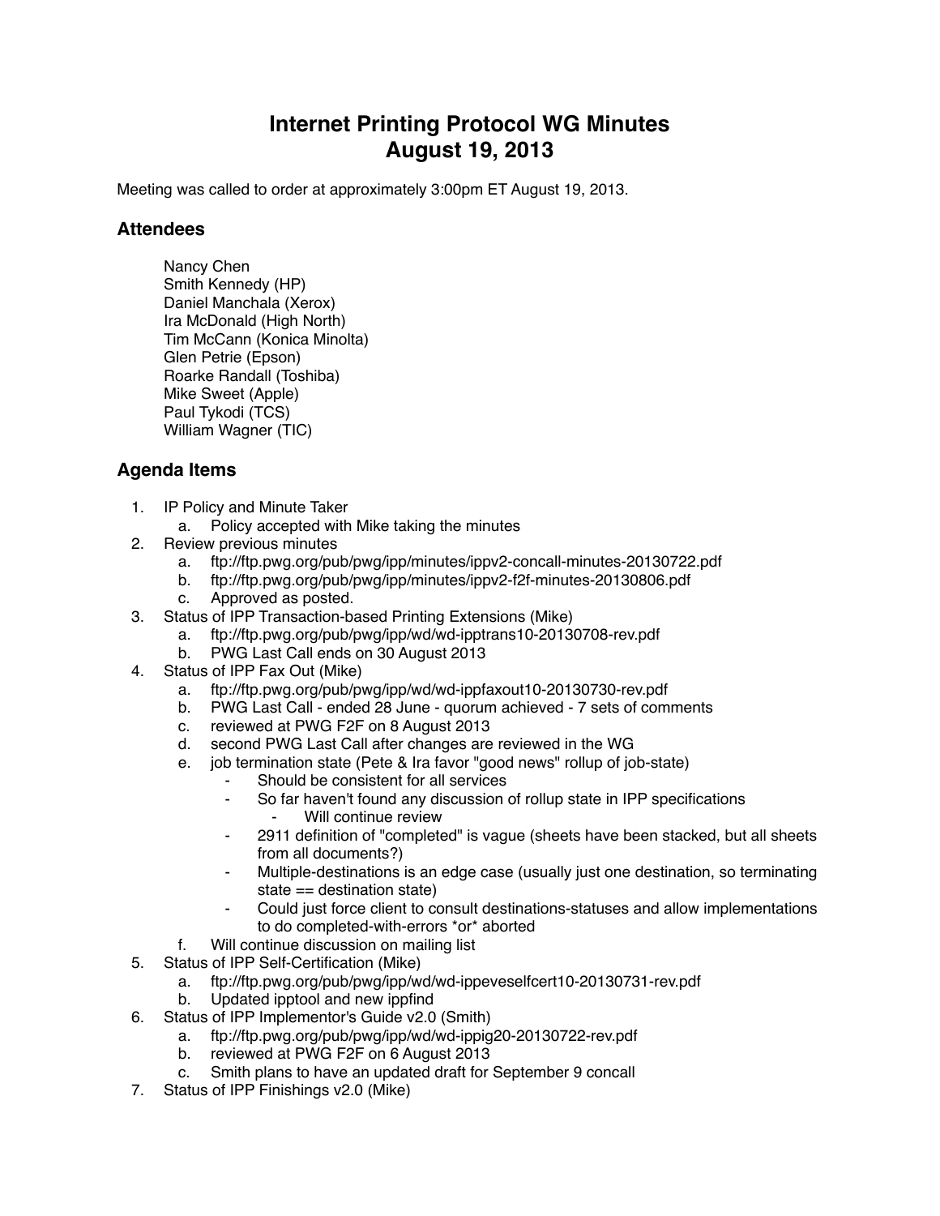# Internet Printing Protocol WG Minutes
# August 19, 2013

Meeting was called to order at approximately 3:00pm ET August 19, 2013.

## Attendees

Nancy Chen
Smith Kennedy (HP)
Daniel Manchala (Xerox)
Ira McDonald (High North)
Tim McCann (Konica Minolta)
Glen Petrie (Epson)
Roarke Randall (Toshiba)
Mike Sweet (Apple)
Paul Tykodi (TCS)
William Wagner (TIC)

## Agenda Items

1. IP Policy and Minute Taker
   a. Policy accepted with Mike taking the minutes
2. Review previous minutes
   a. ftp://ftp.pwg.org/pub/pwg/ipp/minutes/ippv2-concall-minutes-20130722.pdf
   b. ftp://ftp.pwg.org/pub/pwg/ipp/minutes/ippv2-f2f-minutes-20130806.pdf
   c. Approved as posted.
3. Status of IPP Transaction-based Printing Extensions (Mike)
   a. ftp://ftp.pwg.org/pub/pwg/ipp/wd/wd-ipptrans10-20130708-rev.pdf
   b. PWG Last Call ends on 30 August 2013
4. Status of IPP Fax Out (Mike)
   a. ftp://ftp.pwg.org/pub/pwg/ipp/wd/wd-ippfaxout10-20130730-rev.pdf
   b. PWG Last Call - ended 28 June - quorum achieved - 7 sets of comments
   c. reviewed at PWG F2F on 8 August 2013
   d. second PWG Last Call after changes are reviewed in the WG
   e. job termination state (Pete & Ira favor "good news" rollup of job-state)
      - Should be consistent for all services
      - So far haven't found any discussion of rollup state in IPP specifications
        - Will continue review
      - 2911 definition of "completed" is vague (sheets have been stacked, but all sheets from all documents?)
      - Multiple-destinations is an edge case (usually just one destination, so terminating state == destination state)
      - Could just force client to consult destinations-statuses and allow implementations to do completed-with-errors *or* aborted
   f. Will continue discussion on mailing list
5. Status of IPP Self-Certification (Mike)
   a. ftp://ftp.pwg.org/pub/pwg/ipp/wd/wd-ippeveselfcert10-20130731-rev.pdf
   b. Updated ipptool and new ippfind
6. Status of IPP Implementor's Guide v2.0 (Smith)
   a. ftp://ftp.pwg.org/pub/pwg/ipp/wd/wd-ippig20-20130722-rev.pdf
   b. reviewed at PWG F2F on 6 August 2013
   c. Smith plans to have an updated draft for September 9 concall
7. Status of IPP Finishings v2.0 (Mike)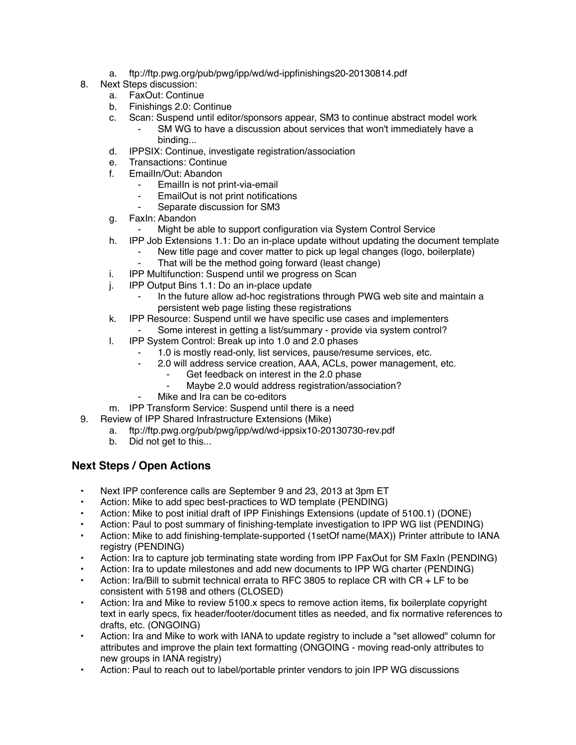a. ftp://ftp.pwg.org/pub/pwg/ipp/wd/wd-ippfinishings20-20130814.pdf

8. Next Steps discussion:
   a. FaxOut: Continue
   b. Finishings 2.0: Continue
   c. Scan: Suspend until editor/sponsors appear, SM3 to continue abstract model work
      - SM WG to have a discussion about services that won't immediately have a binding...
   d. IPPSIX: Continue, investigate registration/association
   e. Transactions: Continue
   f. EmailIn/Out: Abandon
      - EmailIn is not print-via-email
      - EmailOut is not print notifications
      - Separate discussion for SM3
   g. FaxIn: Abandon
      - Might be able to support configuration via System Control Service
   h. IPP Job Extensions 1.1: Do an in-place update without updating the document template
      - New title page and cover matter to pick up legal changes (logo, boilerplate)
      - That will be the method going forward (least change)
   i. IPP Multifunction: Suspend until we progress on Scan
   j. IPP Output Bins 1.1: Do an in-place update
      - In the future allow ad-hoc registrations through PWG web site and maintain a persistent web page listing these registrations
   k. IPP Resource: Suspend until we have specific use cases and implementers
      - Some interest in getting a list/summary - provide via system control?
   l. IPP System Control: Break up into 1.0 and 2.0 phases
      - 1.0 is mostly read-only, list services, pause/resume services, etc.
      - 2.0 will address service creation, AAA, ACLs, power management, etc.
         - Get feedback on interest in the 2.0 phase
         - Maybe 2.0 would address registration/association?
      - Mike and Ira can be co-editors
   m. IPP Transform Service: Suspend until there is a need

9. Review of IPP Shared Infrastructure Extensions (Mike)
   a. ftp://ftp.pwg.org/pub/pwg/ipp/wd/wd-ippsix10-20130730-rev.pdf
   b. Did not get to this...

## Next Steps / Open Actions

- Next IPP conference calls are September 9 and 23, 2013 at 3pm ET
- Action: Mike to add spec best-practices to WD template (PENDING)
- Action: Mike to post initial draft of IPP Finishings Extensions (update of 5100.1) (DONE)
- Action: Paul to post summary of finishing-template investigation to IPP WG list (PENDING)
- Action: Mike to add finishing-template-supported (1setOf name(MAX)) Printer attribute to IANA registry (PENDING)
- Action: Ira to capture job terminating state wording from IPP FaxOut for SM FaxIn (PENDING)
- Action: Ira to update milestones and add new documents to IPP WG charter (PENDING)
- Action: Ira/Bill to submit technical errata to RFC 3805 to replace CR with CR + LF to be consistent with 5198 and others (CLOSED)
- Action: Ira and Mike to review 5100.x specs to remove action items, fix boilerplate copyright text in early specs, fix header/footer/document titles as needed, and fix normative references to drafts, etc. (ONGOING)
- Action: Ira and Mike to work with IANA to update registry to include a "set allowed" column for attributes and improve the plain text formatting (ONGOING - moving read-only attributes to new groups in IANA registry)
- Action: Paul to reach out to label/portable printer vendors to join IPP WG discussions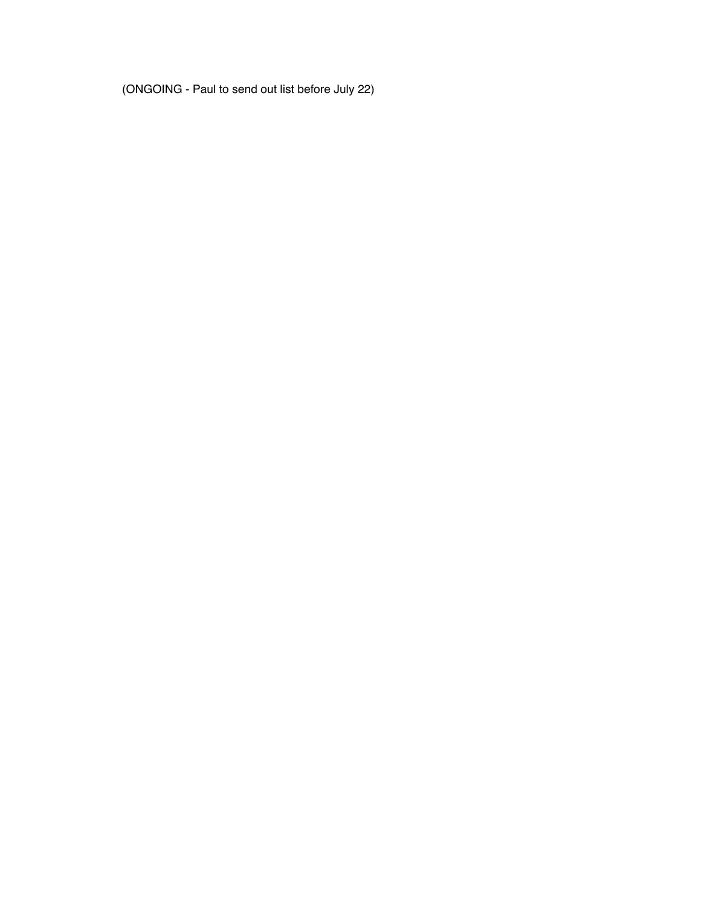(ONGOING - Paul to send out list before July 22)